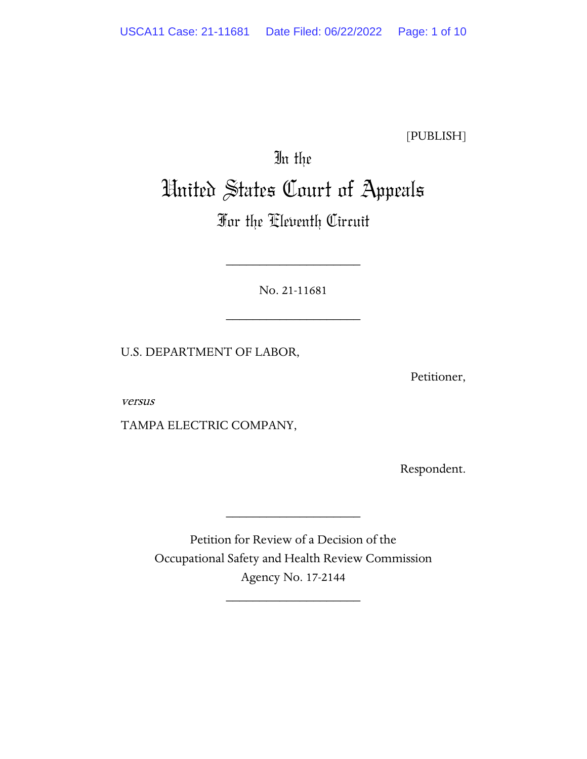[PUBLISH]

# In the United States Court of Appeals For the Eleventh Circuit

____________________

No. 21-11681

____________________

U.S. DEPARTMENT OF LABOR,

Petitioner,

*versus*

TAMPA ELECTRIC COMPANY,

Respondent.

____________________

Petition for Review of a Decision of the Occupational Safety and Health Review Commission
Agency No. 17-2144

____________________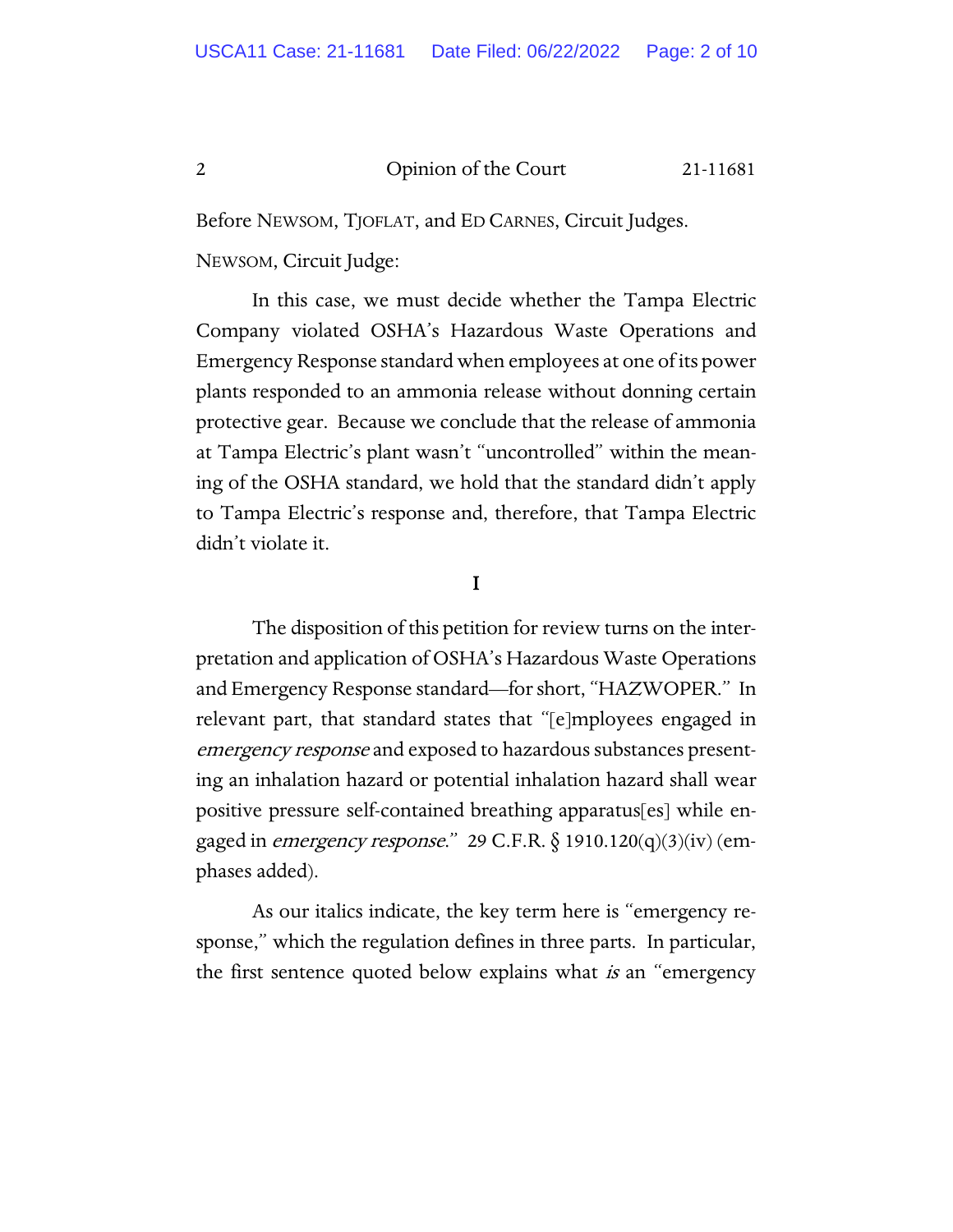Before NEWSOM, TJOFLAT, and ED CARNES, Circuit Judges.

NEWSOM, Circuit Judge:

In this case, we must decide whether the Tampa Electric Company violated OSHA's Hazardous Waste Operations and Emergency Response standard when employees at one of its power plants responded to an ammonia release without donning certain protective gear. Because we conclude that the release of ammonia at Tampa Electric's plant wasn't "uncontrolled" within the meaning of the OSHA standard, we hold that the standard didn't apply to Tampa Electric's response and, therefore, that Tampa Electric didn't violate it.

## I

The disposition of this petition for review turns on the interpretation and application of OSHA's Hazardous Waste Operations and Emergency Response standard—for short, "HAZWOPER." In relevant part, that standard states that "[e]mployees engaged in *emergency response* and exposed to hazardous substances presenting an inhalation hazard or potential inhalation hazard shall wear positive pressure self-contained breathing apparatus[es] while engaged in *emergency response*." 29 C.F.R. § 1910.120(q)(3)(iv) (emphases added).

As our italics indicate, the key term here is "emergency response," which the regulation defines in three parts. In particular, the first sentence quoted below explains what *is* an "emergency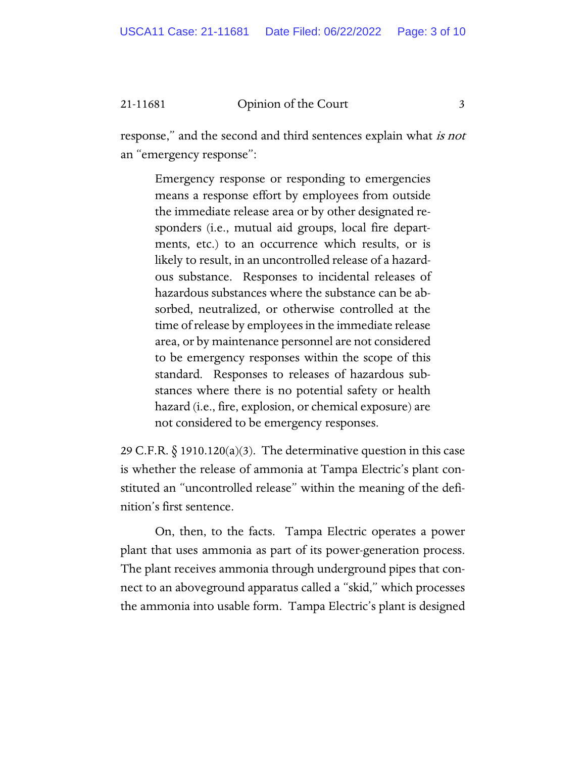response," and the second and third sentences explain what *is not* an "emergency response":

> Emergency response or responding to emergencies means a response effort by employees from outside the immediate release area or by other designated responders (i.e., mutual aid groups, local fire departments, etc.) to an occurrence which results, or is likely to result, in an uncontrolled release of a hazardous substance. Responses to incidental releases of hazardous substances where the substance can be absorbed, neutralized, or otherwise controlled at the time of release by employees in the immediate release area, or by maintenance personnel are not considered to be emergency responses within the scope of this standard. Responses to releases of hazardous substances where there is no potential safety or health hazard (i.e., fire, explosion, or chemical exposure) are not considered to be emergency responses.

29 C.F.R. § 1910.120(a)(3). The determinative question in this case is whether the release of ammonia at Tampa Electric's plant constituted an "uncontrolled release" within the meaning of the definition's first sentence.

On, then, to the facts. Tampa Electric operates a power plant that uses ammonia as part of its power-generation process. The plant receives ammonia through underground pipes that connect to an aboveground apparatus called a "skid," which processes the ammonia into usable form. Tampa Electric's plant is designed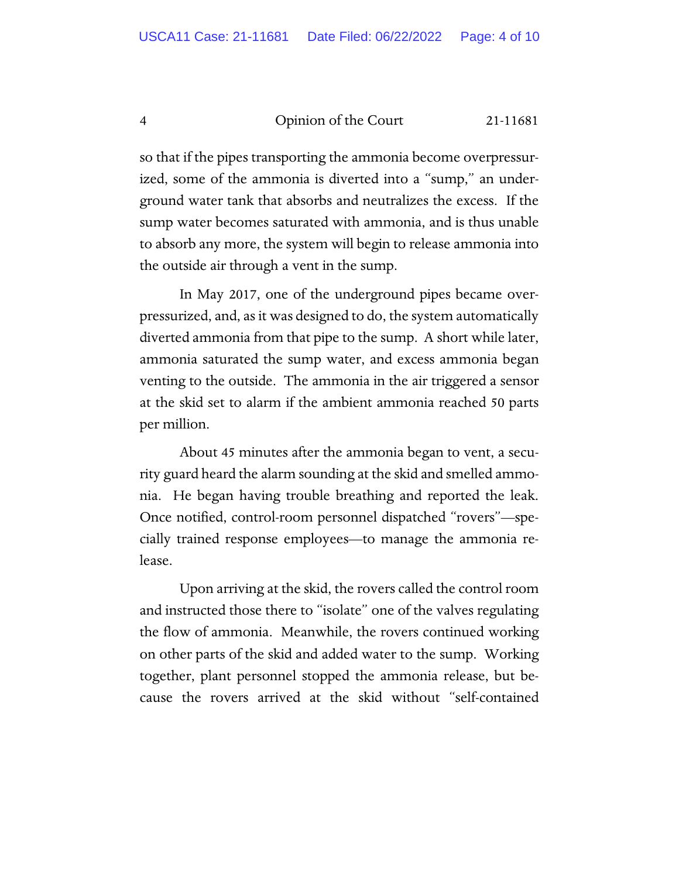so that if the pipes transporting the ammonia become overpressurized, some of the ammonia is diverted into a "sump," an underground water tank that absorbs and neutralizes the excess. If the sump water becomes saturated with ammonia, and is thus unable to absorb any more, the system will begin to release ammonia into the outside air through a vent in the sump.

In May 2017, one of the underground pipes became overpressurized, and, as it was designed to do, the system automatically diverted ammonia from that pipe to the sump. A short while later, ammonia saturated the sump water, and excess ammonia began venting to the outside. The ammonia in the air triggered a sensor at the skid set to alarm if the ambient ammonia reached 50 parts per million.

About 45 minutes after the ammonia began to vent, a security guard heard the alarm sounding at the skid and smelled ammonia. He began having trouble breathing and reported the leak. Once notified, control-room personnel dispatched "rovers"—specially trained response employees—to manage the ammonia release.

Upon arriving at the skid, the rovers called the control room and instructed those there to "isolate" one of the valves regulating the flow of ammonia. Meanwhile, the rovers continued working on other parts of the skid and added water to the sump. Working together, plant personnel stopped the ammonia release, but because the rovers arrived at the skid without "self-contained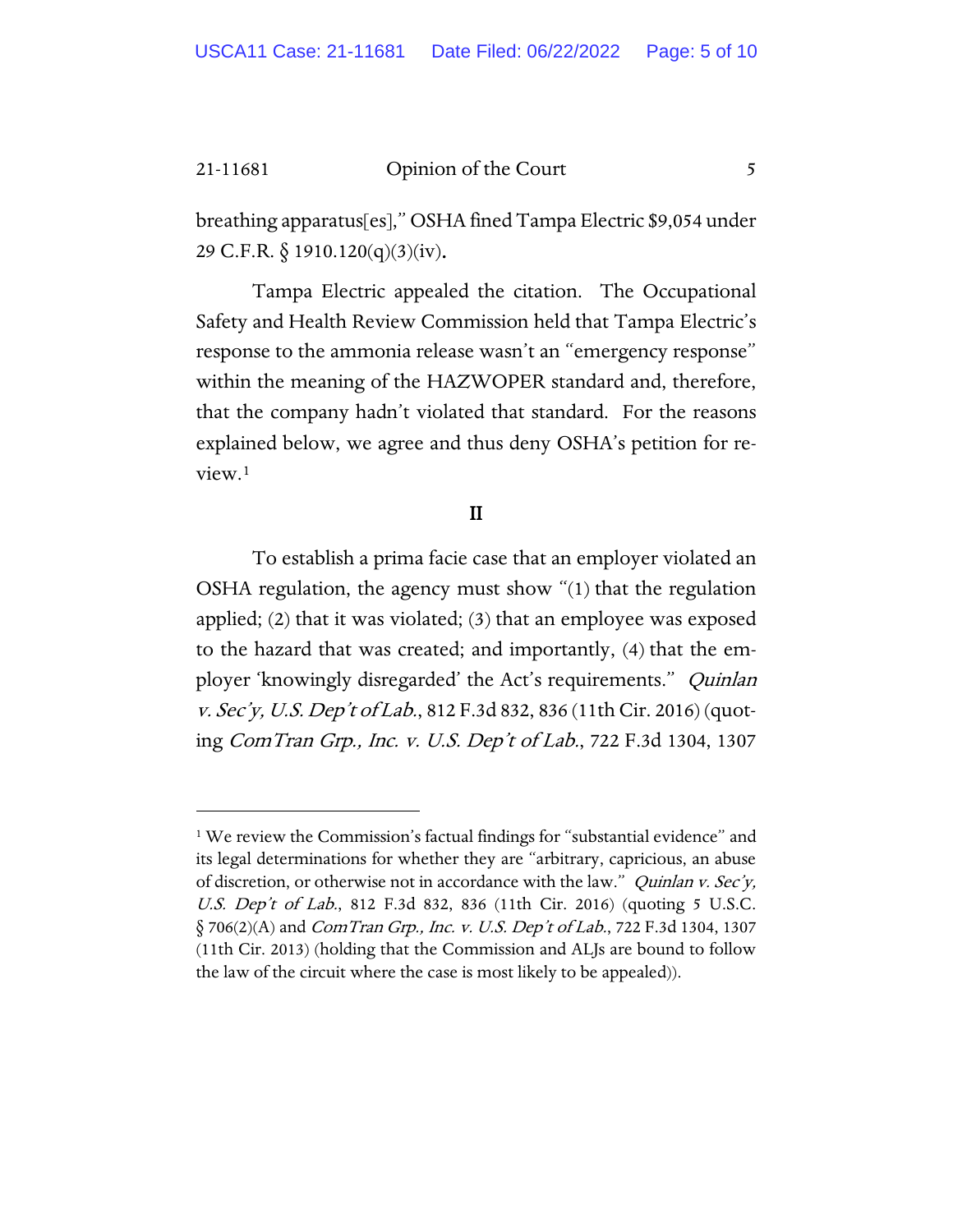breathing apparatus[es]," OSHA fined Tampa Electric $9,054 under 29 C.F.R. § 1910.120(q)(3)(iv).

Tampa Electric appealed the citation. The Occupational Safety and Health Review Commission held that Tampa Electric's response to the ammonia release wasn't an "emergency response" within the meaning of the HAZWOPER standard and, therefore, that the company hadn't violated that standard. For the reasons explained below, we agree and thus deny OSHA's petition for review.[1]

## II

To establish a prima facie case that an employer violated an OSHA regulation, the agency must show "(1) that the regulation applied; (2) that it was violated; (3) that an employee was exposed to the hazard that was created; and importantly, (4) that the employer 'knowingly disregarded' the Act's requirements." *Quinlan v. Sec'y, U.S. Dep't of Lab.*, 812 F.3d 832, 836 (11th Cir. 2016) (quoting *ComTran Grp., Inc. v. U.S. Dep't of Lab.*, 722 F.3d 1304, 1307

---

[1] We review the Commission's factual findings for "substantial evidence" and its legal determinations for whether they are "arbitrary, capricious, an abuse of discretion, or otherwise not in accordance with the law." *Quinlan v. Sec'y, U.S. Dep't of Lab.*, 812 F.3d 832, 836 (11th Cir. 2016) (quoting 5 U.S.C. § 706(2)(A) and *ComTran Grp., Inc. v. U.S. Dep't of Lab.*, 722 F.3d 1304, 1307 (11th Cir. 2013) (holding that the Commission and ALJs are bound to follow the law of the circuit where the case is most likely to be appealed)).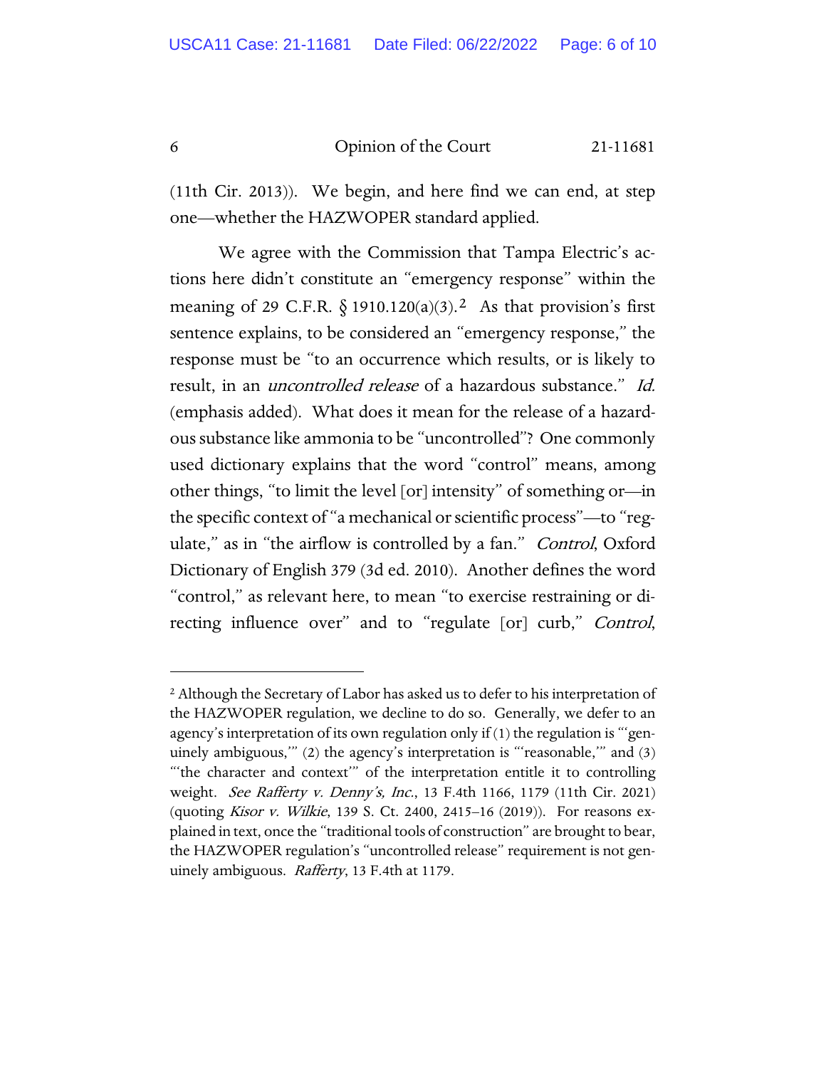(11th Cir. 2013)). We begin, and here find we can end, at step one—whether the HAZWOPER standard applied.

We agree with the Commission that Tampa Electric's actions here didn't constitute an "emergency response" within the meaning of 29 C.F.R. § 1910.120(a)(3).[2] As that provision's first sentence explains, to be considered an "emergency response," the response must be "to an occurrence which results, or is likely to result, in an *uncontrolled release* of a hazardous substance." *Id.* (emphasis added). What does it mean for the release of a hazardous substance like ammonia to be "uncontrolled"? One commonly used dictionary explains that the word "control" means, among other things, "to limit the level [or] intensity" of something or—in the specific context of "a mechanical or scientific process"—to "regulate," as in "the airflow is controlled by a fan." *Control*, Oxford Dictionary of English 379 (3d ed. 2010). Another defines the word "control," as relevant here, to mean "to exercise restraining or directing influence over" and to "regulate [or] curb," *Control*,

---

[2] Although the Secretary of Labor has asked us to defer to his interpretation of the HAZWOPER regulation, we decline to do so. Generally, we defer to an agency's interpretation of its own regulation only if (1) the regulation is "'genuinely ambiguous,'" (2) the agency's interpretation is "'reasonable,'" and (3) "'the character and context'" of the interpretation entitle it to controlling weight. *See Rafferty v. Denny's, Inc.*, 13 F.4th 1166, 1179 (11th Cir. 2021) (quoting *Kisor v. Wilkie*, 139 S. Ct. 2400, 2415–16 (2019)). For reasons explained in text, once the "traditional tools of construction" are brought to bear, the HAZWOPER regulation's "uncontrolled release" requirement is not genuinely ambiguous. *Rafferty*, 13 F.4th at 1179.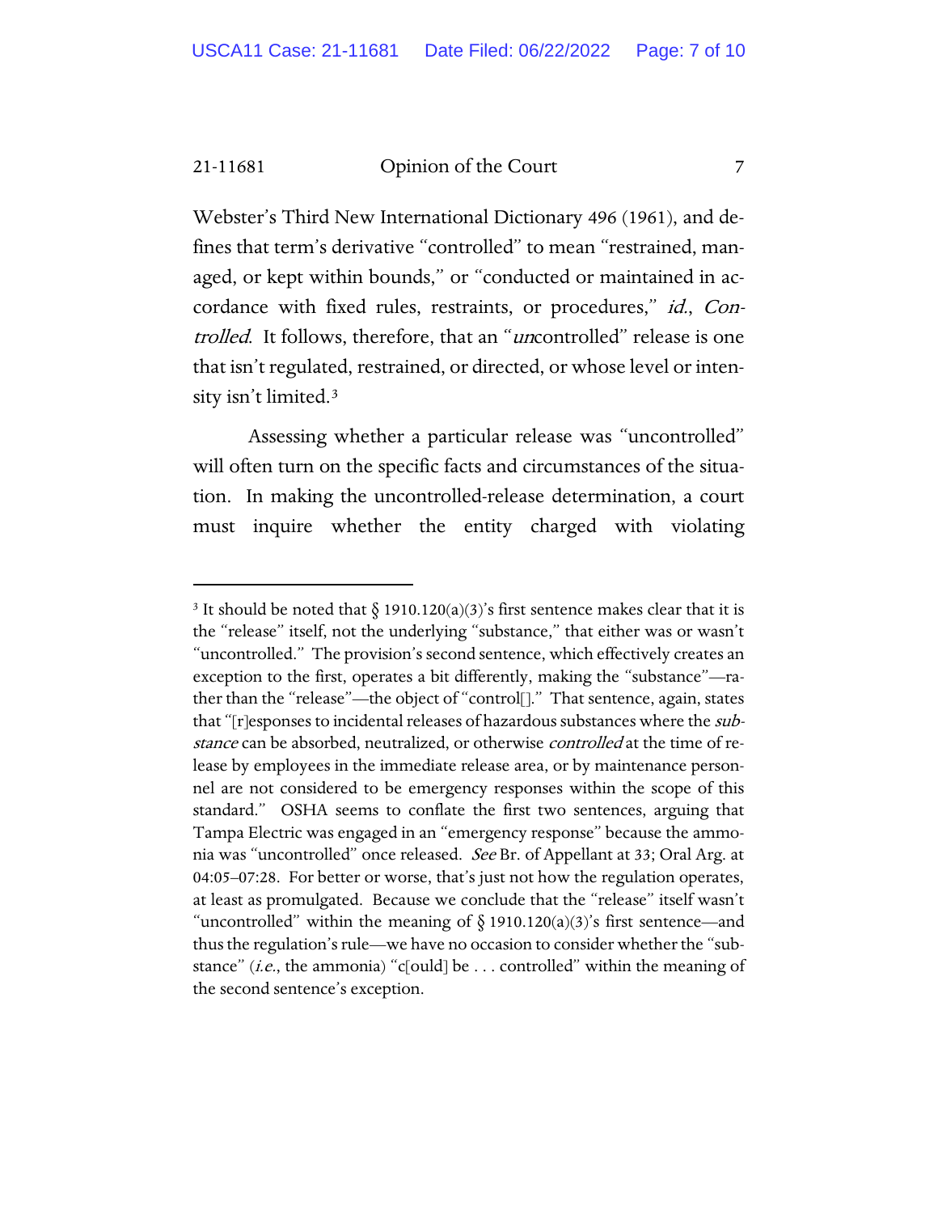Webster's Third New International Dictionary 496 (1961), and defines that term's derivative "controlled" to mean "restrained, managed, or kept within bounds," or "conducted or maintained in accordance with fixed rules, restraints, or procedures," *id.*, *Controlled*. It follows, therefore, that an "*un*controlled" release is one that isn't regulated, restrained, or directed, or whose level or intensity isn't limited.[3]

Assessing whether a particular release was "uncontrolled" will often turn on the specific facts and circumstances of the situation. In making the uncontrolled-release determination, a court must inquire whether the entity charged with violating

---

[3] It should be noted that § 1910.120(a)(3)'s first sentence makes clear that it is the "release" itself, not the underlying "substance," that either was or wasn't "uncontrolled." The provision's second sentence, which effectively creates an exception to the first, operates a bit differently, making the "substance"—rather than the "release"—the object of "control[]." That sentence, again, states that "[r]esponses to incidental releases of hazardous substances where the *substance* can be absorbed, neutralized, or otherwise *controlled* at the time of release by employees in the immediate release area, or by maintenance personnel are not considered to be emergency responses within the scope of this standard." OSHA seems to conflate the first two sentences, arguing that Tampa Electric was engaged in an "emergency response" because the ammonia was "uncontrolled" once released. *See* Br. of Appellant at 33; Oral Arg. at 04:05–07:28. For better or worse, that's just not how the regulation operates, at least as promulgated. Because we conclude that the "release" itself wasn't "uncontrolled" within the meaning of § 1910.120(a)(3)'s first sentence—and thus the regulation's rule—we have no occasion to consider whether the "substance" (*i.e.*, the ammonia) "c[ould] be . . . controlled" within the meaning of the second sentence's exception.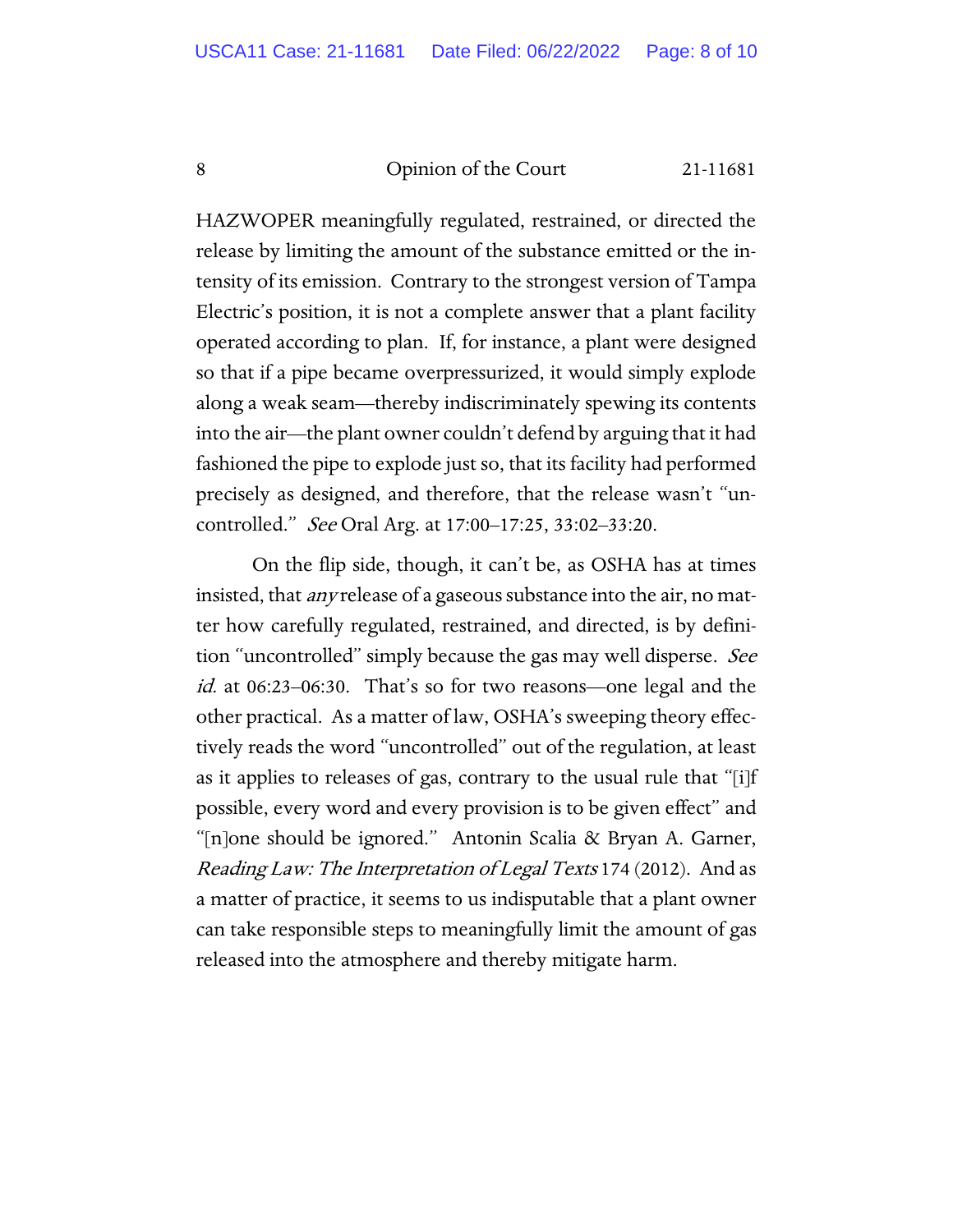HAZWOPER meaningfully regulated, restrained, or directed the release by limiting the amount of the substance emitted or the intensity of its emission. Contrary to the strongest version of Tampa Electric's position, it is not a complete answer that a plant facility operated according to plan. If, for instance, a plant were designed so that if a pipe became overpressurized, it would simply explode along a weak seam—thereby indiscriminately spewing its contents into the air—the plant owner couldn't defend by arguing that it had fashioned the pipe to explode just so, that its facility had performed precisely as designed, and therefore, that the release wasn't "uncontrolled." *See* Oral Arg. at 17:00–17:25, 33:02–33:20.

On the flip side, though, it can't be, as OSHA has at times insisted, that *any* release of a gaseous substance into the air, no matter how carefully regulated, restrained, and directed, is by definition "uncontrolled" simply because the gas may well disperse. *See id.* at 06:23–06:30. That's so for two reasons—one legal and the other practical. As a matter of law, OSHA's sweeping theory effectively reads the word "uncontrolled" out of the regulation, at least as it applies to releases of gas, contrary to the usual rule that "[i]f possible, every word and every provision is to be given effect" and "[n]one should be ignored." Antonin Scalia & Bryan A. Garner, *Reading Law: The Interpretation of Legal Texts* 174 (2012). And as a matter of practice, it seems to us indisputable that a plant owner can take responsible steps to meaningfully limit the amount of gas released into the atmosphere and thereby mitigate harm.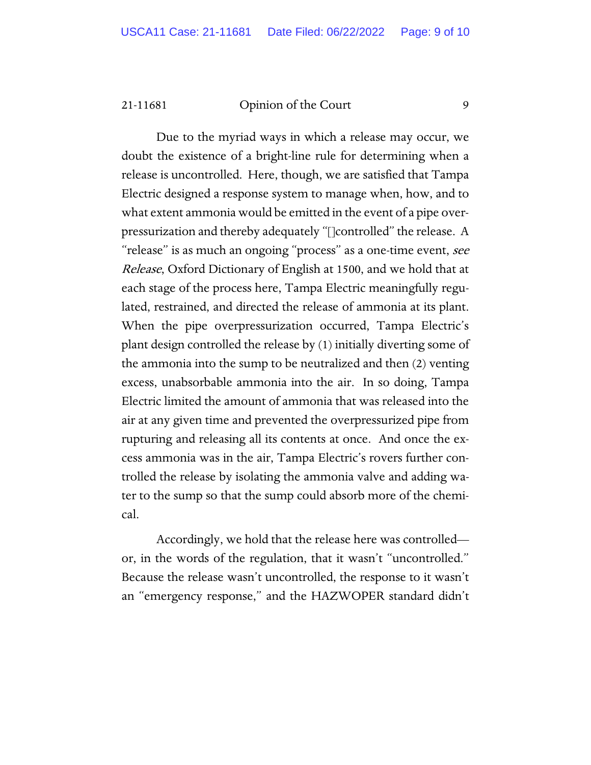Due to the myriad ways in which a release may occur, we doubt the existence of a bright-line rule for determining when a release is uncontrolled. Here, though, we are satisfied that Tampa Electric designed a response system to manage when, how, and to what extent ammonia would be emitted in the event of a pipe overpressurization and thereby adequately "[]controlled" the release. A "release" is as much an ongoing "process" as a one-time event, *see Release*, Oxford Dictionary of English at 1500, and we hold that at each stage of the process here, Tampa Electric meaningfully regulated, restrained, and directed the release of ammonia at its plant. When the pipe overpressurization occurred, Tampa Electric's plant design controlled the release by (1) initially diverting some of the ammonia into the sump to be neutralized and then (2) venting excess, unabsorbable ammonia into the air. In so doing, Tampa Electric limited the amount of ammonia that was released into the air at any given time and prevented the overpressurized pipe from rupturing and releasing all its contents at once. And once the excess ammonia was in the air, Tampa Electric's rovers further controlled the release by isolating the ammonia valve and adding water to the sump so that the sump could absorb more of the chemical.

Accordingly, we hold that the release here was controlled—or, in the words of the regulation, that it wasn't "uncontrolled." Because the release wasn't uncontrolled, the response to it wasn't an "emergency response," and the HAZWOPER standard didn't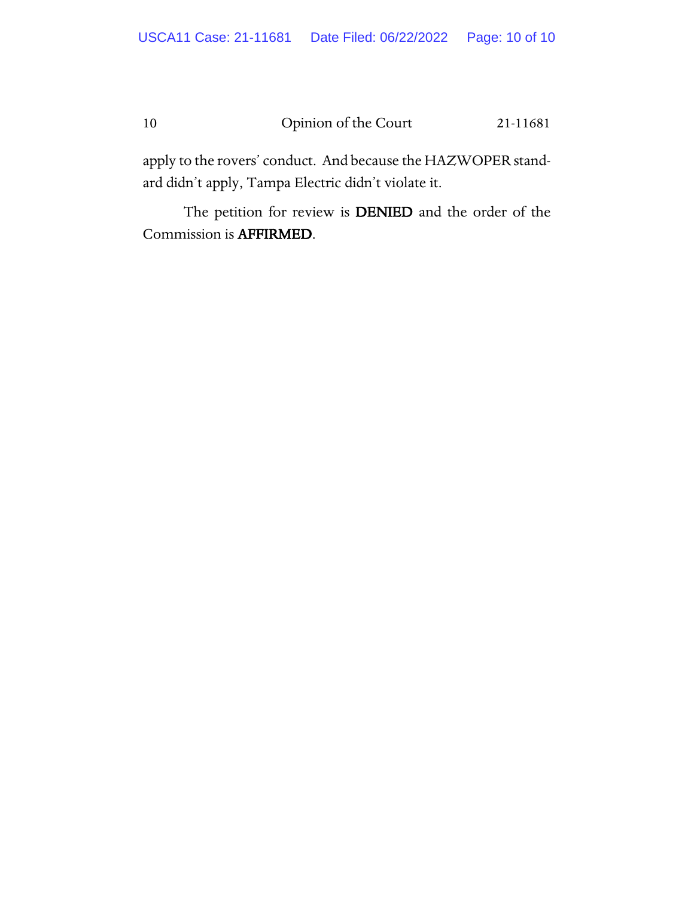apply to the rovers' conduct. And because the HAZWOPER standard didn't apply, Tampa Electric didn't violate it.

The petition for review is **DENIED** and the order of the Commission is **AFFIRMED**.